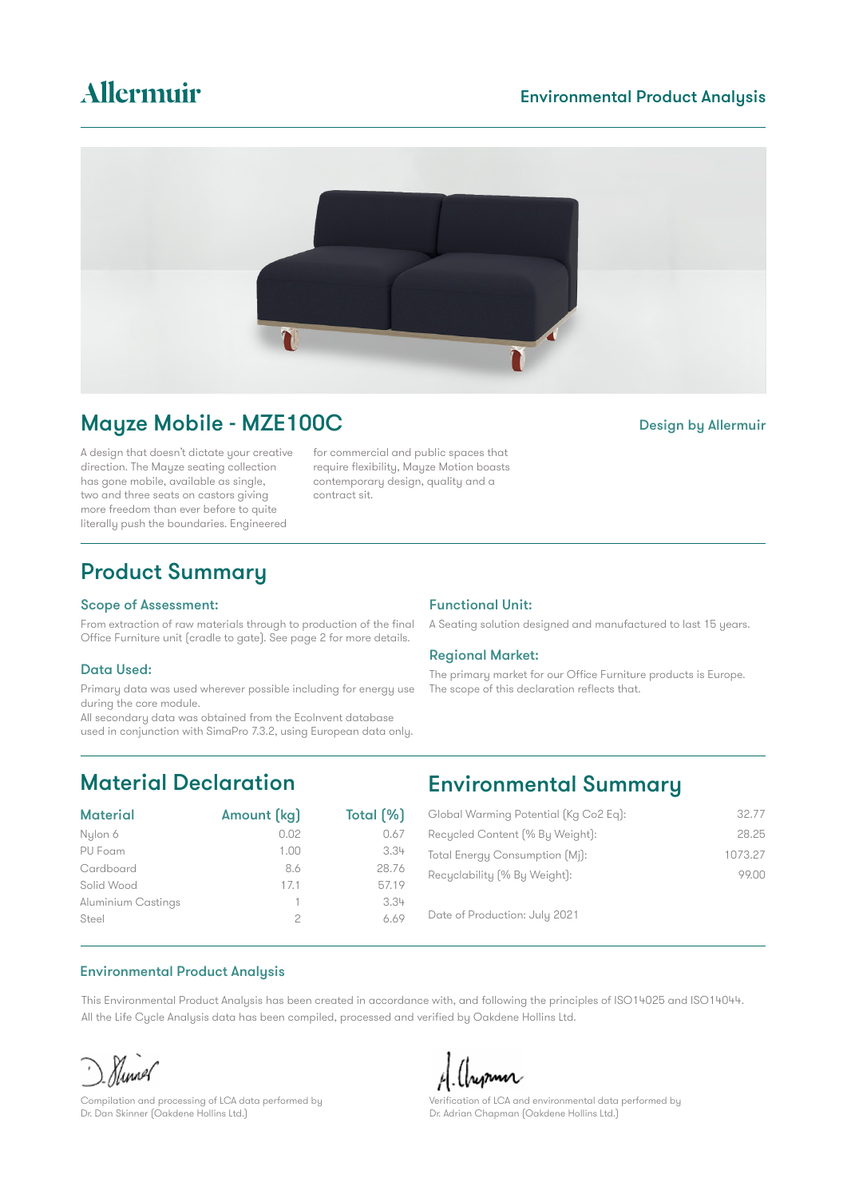# Allermuir

Environmental Product Analysis

## Mayze Mobile - MZE100C

Design by Allermuir

A design that doesn't dictate your creative direction. The Mayze seating collection has gone mobile, available as single, two and three seats on castors giving more freedom than ever before to quite literally push the boundaries. Engineered for commercial and public spaces that require flexibility, Mayze Motion boasts contemporary design, quality and a contract sit.

## Product Summary

### Scope of Assessment:

From extraction of raw materials through to production of the final Office Furniture unit (cradle to gate). See page 2 for more details.

### Data Used:

Primary data was used wherever possible including for energy use during the core module.
All secondary data was obtained from the EcoInvent database used in conjunction with SimaPro 7.3.2, using European data only.

### Functional Unit:

A Seating solution designed and manufactured to last 15 years.

### Regional Market:

The primary market for our Office Furniture products is Europe. The scope of this declaration reflects that.

## Material Declaration

| Material | Amount (kg) | Total (%) |
|---|---|---|
| Nylon 6 | 0.02 | 0.67 |
| PU Foam | 1.00 | 3.34 |
| Cardboard | 8.6 | 28.76 |
| Solid Wood | 17.1 | 57.19 |
| Aluminium Castings | 1 | 3.34 |
| Steel | 2 | 6.69 |

## Environmental Summary

| | |
|---|---|
| Global Warming Potential (Kg Co2 Eq): | 32.77 |
| Recycled Content (% By Weight): | 28.25 |
| Total Energy Consumption (Mj): | 1073.27 |
| Recyclability (% By Weight): | 99.00 |

Date of Production: July 2021

### Environmental Product Analysis

This Environmental Product Analysis has been created in accordance with, and following the principles of ISO14025 and ISO14044.
All the Life Cycle Analysis data has been compiled, processed and verified by Oakdene Hollins Ltd.

Compilation and processing of LCA data performed by
Dr. Dan Skinner (Oakdene Hollins Ltd.)

Verification of LCA and environmental data performed by
Dr. Adrian Chapman (Oakdene Hollins Ltd.)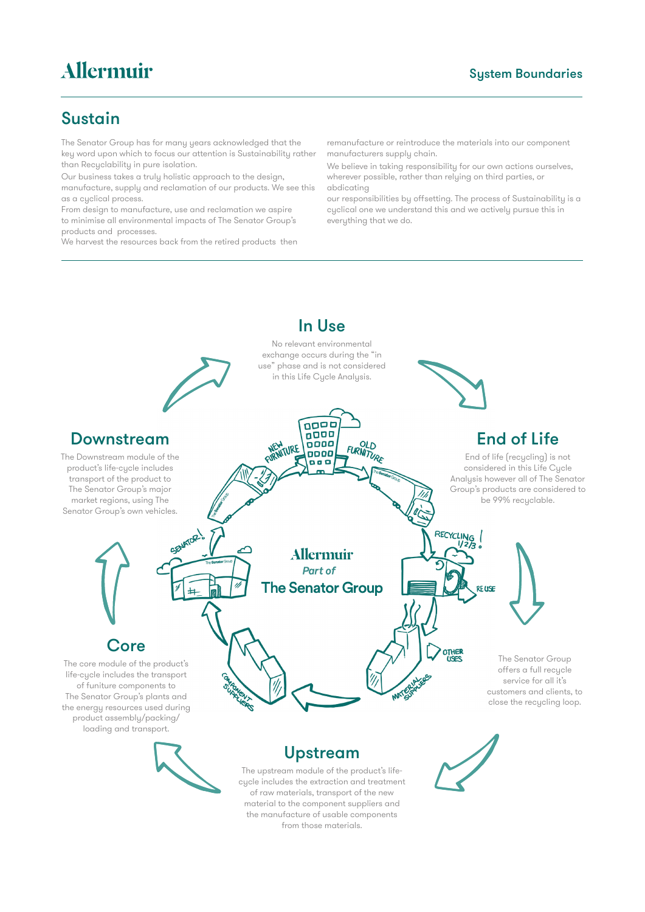## Sustain

The Senator Group has for many years acknowledged that the key word upon which to focus our attention is Sustainability rather than Recyclability in pure isolation.

Our business takes a truly holistic approach to the design, manufacture, supply and reclamation of our products. We see this as a cyclical process.

From design to manufacture, use and reclamation we aspire to minimise all environmental impacts of The Senator Group's products and processes.

We harvest the resources back from the retired products then remanufacture or reintroduce the materials into our component manufacturers supply chain.

We believe in taking responsibility for our own actions ourselves, wherever possible, rather than relying on third parties, or abdicating

our responsibilities by offsetting. The process of Sustainability is a cyclical one we understand this and we actively pursue this in everything that we do.

## In Use

No relevant environmental exchange occurs during the "in use" phase and is not considered in this Life Cycle Analysis.

## End of Life

End of life (recycling) is not considered in this Life Cycle Analysis however all of The Senator Group's products are considered to be 99% recyclable.

The Senator Group offers a full recycle service for all it's customers and clients, to close the recycling loop.

## Upstream

The upstream module of the product's life-cycle includes the extraction and treatment of raw materials, transport of the new material to the component suppliers and the manufacture of usable components from those materials.

## Core

The core module of the product's life-cycle includes the transport of funiture components to The Senator Group's plants and the energy resources used during product assembly/packing/loading and transport.

## Downstream

The Downstream module of the product's life-cycle includes transport of the product to The Senator Group's major market regions, using The Senator Group's own vehicles.

Allermuir
*Part of*
**The Senator Group**

NEW FURNITURE
OLD FURNITURE
RECYCLING 1/2/3!
RE USE
OTHER USES
MATERIAL SUPPLIERS
COMPONENT SUPPLIERS
SENATOR!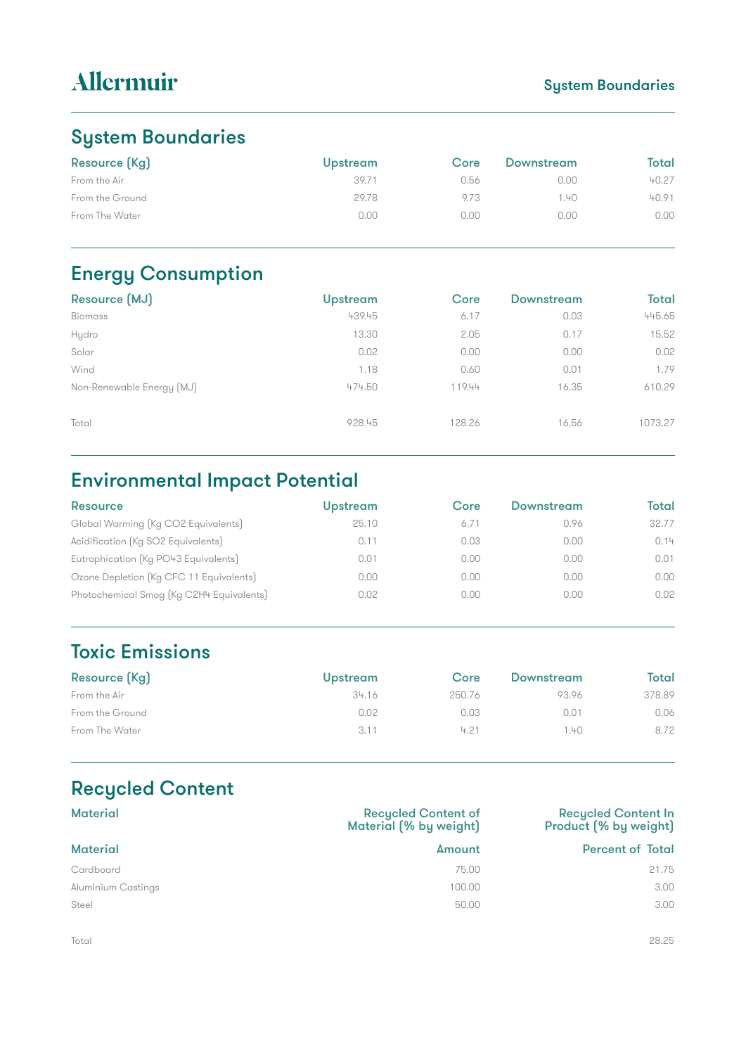## System Boundaries

| Resource (Kg) | Upstream | Core | Downstream | Total |
|---|---|---|---|---|
| From the Air | 39.71 | 0.56 | 0.00 | 40.27 |
| From the Ground | 29.78 | 9.73 | 1.40 | 40.91 |
| From The Water | 0.00 | 0.00 | 0.00 | 0.00 |

## Energy Consumption

| Resource (MJ) | Upstream | Core | Downstream | Total |
|---|---|---|---|---|
| Biomass | 439.45 | 6.17 | 0.03 | 445.65 |
| Hydro | 13.30 | 2.05 | 0.17 | 15.52 |
| Solar | 0.02 | 0.00 | 0.00 | 0.02 |
| Wind | 1.18 | 0.60 | 0.01 | 1.79 |
| Non-Renewable Energy (MJ) | 474.50 | 119.44 | 16.35 | 610.29 |
| Total | 928.45 | 128.26 | 16.56 | 1073.27 |

## Environmental Impact Potential

| Resource | Upstream | Core | Downstream | Total |
|---|---|---|---|---|
| Global Warming (Kg $CO_2$ Equivalents) | 25.10 | 6.71 | 0.96 | 32.77 |
| Acidification (Kg $SO_2$ Equivalents) | 0.11 | 0.03 | 0.00 | 0.14 |
| Eutrophication (Kg $PO_{43}$ Equivalents) | 0.01 | 0.00 | 0.00 | 0.01 |
| Ozone Depletion (Kg CFC 11 Equivalents) | 0.00 | 0.00 | 0.00 | 0.00 |
| Photochemical Smog (Kg $C_2H_4$ Equivalents) | 0.02 | 0.00 | 0.00 | 0.02 |

## Toxic Emissions

| Resource (Kg) | Upstream | Core | Downstream | Total |
|---|---|---|---|---|
| From the Air | 34.16 | 250.76 | 93.96 | 378.89 |
| From the Ground | 0.02 | 0.03 | 0.01 | 0.06 |
| From The Water | 3.11 | 4.21 | 1.40 | 8.72 |

## Recycled Content

| Material | Recycled Content of Material (% by weight) | Recycled Content In Product (% by weight) |
|---|---|---|
| **Material** | **Amount** | **Percent of Total** |
| Cardboard | 75.00 | 21.75 |
| Aluminium Castings | 100.00 | 3.00 |
| Steel | 50.00 | 3.00 |
| Total | | 28.25 |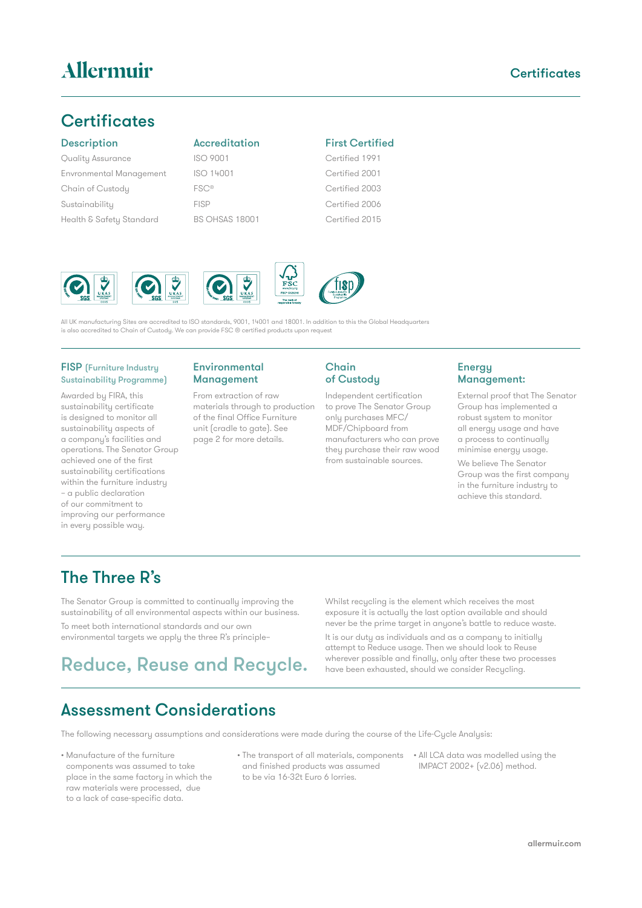# Certificates

| Description | Accreditation | First Certified |
| --- | --- | --- |
| Quality Assurance | ISO 9001 | Certified 1991 |
| Envronmental Management | ISO 14001 | Certified 2001 |
| Chain of Custody | FSC® | Certified 2003 |
| Sustainability | FISP | Certified 2006 |
| Health & Safety Standard | BS OHSAS 18001 | Certified 2015 |

All UK manufacturing Sites are accredited to ISO standards, 9001, 14001 and 18001. In addition to this the Global Headquarters is also accredited to Chain of Custody. We can provide FSC ® certified products upon request

### FISP (Furniture Industry Sustainability Programme)

Awarded by FIRA, this sustainability certificate is designed to monitor all sustainability aspects of a company's facilities and operations. The Senator Group achieved one of the first sustainability certifications within the furniture industry – a public declaration of our commitment to improving our performance in every possible way.

### Environmental Management

From extraction of raw materials through to production of the final Office Furniture unit (cradle to gate). See page 2 for more details.

### Chain of Custody

Independent certification to prove The Senator Group only purchases MFC/ MDF/Chipboard from manufacturers who can prove they purchase their raw wood from sustainable sources.

### Energy Management:

External proof that The Senator Group has implemented a robust system to monitor all energy usage and have a process to continually minimise energy usage.

We believe The Senator Group was the first company in the furniture industry to achieve this standard.

## The Three R's

The Senator Group is committed to continually improving the sustainability of all environmental aspects within our business.

To meet both international standards and our own environmental targets we apply the three R's principle–

## Reduce, Reuse and Recycle.

Whilst recycling is the element which receives the most exposure it is actually the last option available and should never be the prime target in anyone's battle to reduce waste.

It is our duty as individuals and as a company to initially attempt to Reduce usage. Then we should look to Reuse wherever possible and finally, only after these two processes have been exhausted, should we consider Recycling.

## Assessment Considerations

The following necessary assumptions and considerations were made during the course of the Life-Cycle Analysis:

- Manufacture of the furniture components was assumed to take place in the same factory in which the raw materials were processed, due to a lack of case-specific data.
- The transport of all materials, components and finished products was assumed to be via 16-32t Euro 6 lorries.
- All LCA data was modelled using the IMPACT 2002+ (v2.06) method.

allermuir.com